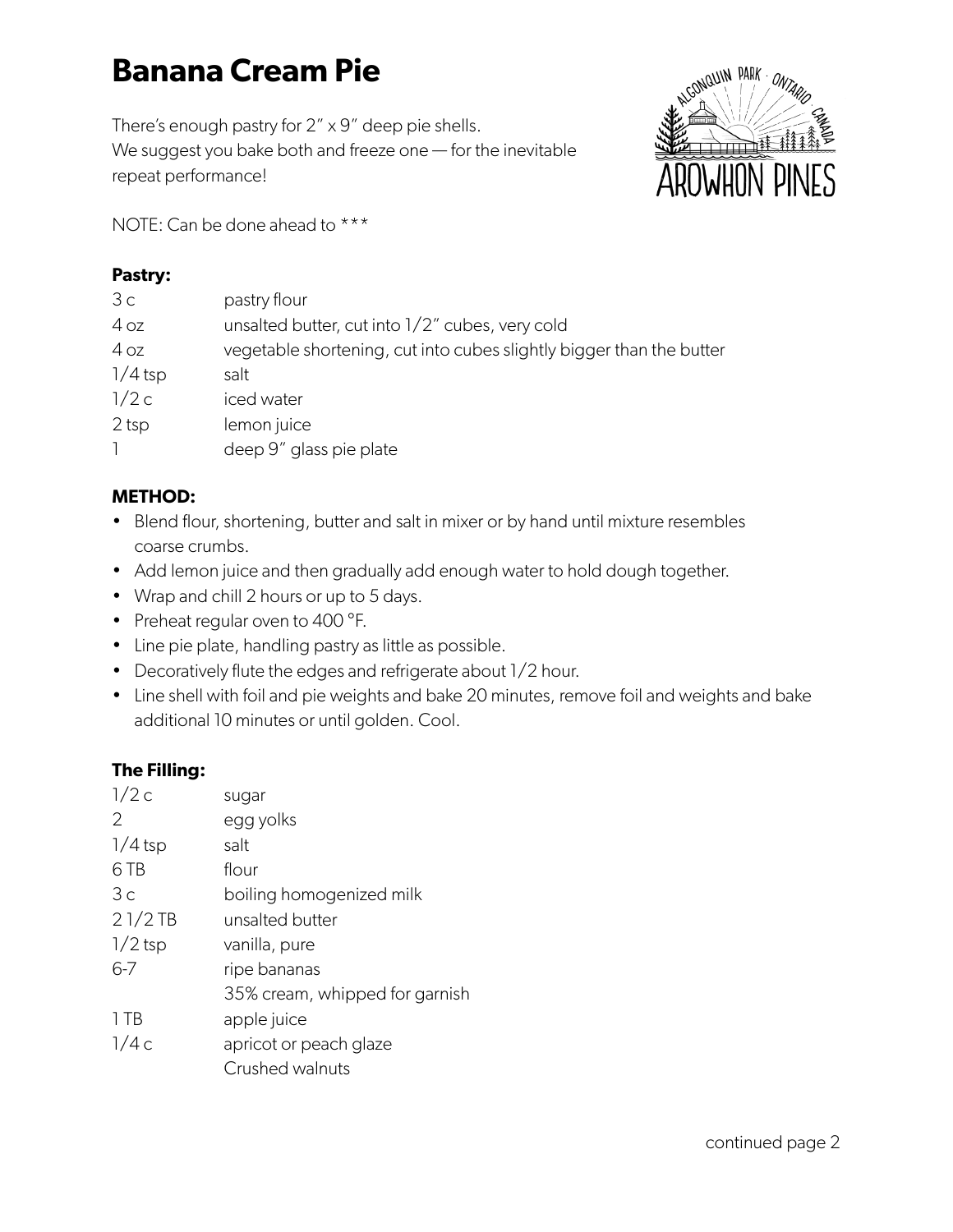# Banana Cream Pie

There's enough pastry for 2" x 9" deep pie shells.
We suggest you bake both and freeze one — for the inevitable repeat performance!

NOTE: Can be done ahead to ***

**Pastry:**

| | |
|---|---|
| 3 c | pastry flour |
| 4 oz | unsalted butter, cut into 1/2" cubes, very cold |
| 4 oz | vegetable shortening, cut into cubes slightly bigger than the butter |
| 1/4 tsp | salt |
| 1/2 c | iced water |
| 2 tsp | lemon juice |
| 1 | deep 9" glass pie plate |

**METHOD:**

- Blend flour, shortening, butter and salt in mixer or by hand until mixture resembles coarse crumbs.
- Add lemon juice and then gradually add enough water to hold dough together.
- Wrap and chill 2 hours or up to 5 days.
- Preheat regular oven to 400 °F.
- Line pie plate, handling pastry as little as possible.
- Decoratively flute the edges and refrigerate about 1/2 hour.
- Line shell with foil and pie weights and bake 20 minutes, remove foil and weights and bake additional 10 minutes or until golden. Cool.

**The Filling:**

| | |
|---|---|
| 1/2 c | sugar |
| 2 | egg yolks |
| 1/4 tsp | salt |
| 6 TB | flour |
| 3 c | boiling homogenized milk |
| 2 1/2 TB | unsalted butter |
| 1/2 tsp | vanilla, pure |
| 6-7 | ripe bananas |
| | 35% cream, whipped for garnish |
| 1 TB | apple juice |
| 1/4 c | apricot or peach glaze |
| | Crushed walnuts |

continued page 2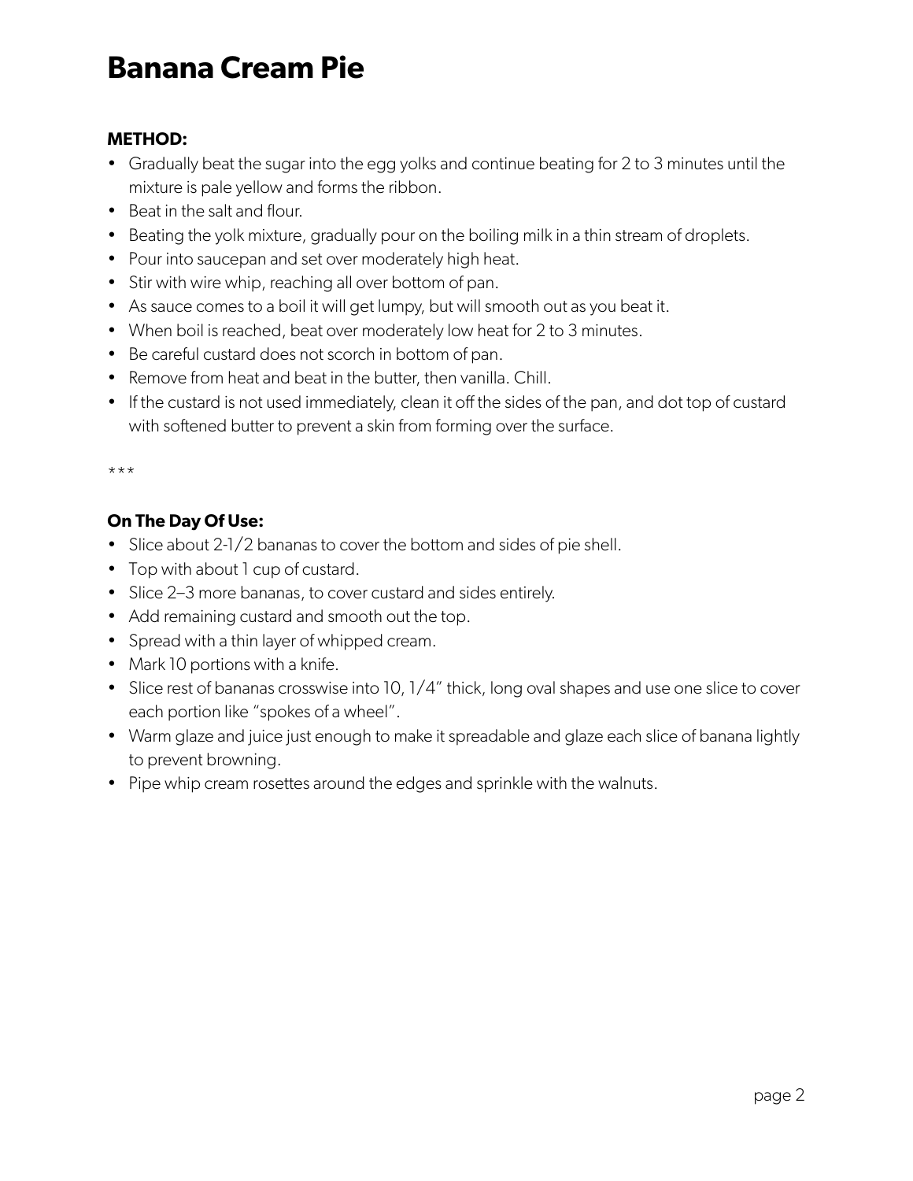# Banana Cream Pie

**METHOD:**

- Gradually beat the sugar into the egg yolks and continue beating for 2 to 3 minutes until the mixture is pale yellow and forms the ribbon.
- Beat in the salt and flour.
- Beating the yolk mixture, gradually pour on the boiling milk in a thin stream of droplets.
- Pour into saucepan and set over moderately high heat.
- Stir with wire whip, reaching all over bottom of pan.
- As sauce comes to a boil it will get lumpy, but will smooth out as you beat it.
- When boil is reached, beat over moderately low heat for 2 to 3 minutes.
- Be careful custard does not scorch in bottom of pan.
- Remove from heat and beat in the butter, then vanilla. Chill.
- If the custard is not used immediately, clean it off the sides of the pan, and dot top of custard with softened butter to prevent a skin from forming over the surface.

***

**On The Day Of Use:**

- Slice about 2-1/2 bananas to cover the bottom and sides of pie shell.
- Top with about 1 cup of custard.
- Slice 2–3 more bananas, to cover custard and sides entirely.
- Add remaining custard and smooth out the top.
- Spread with a thin layer of whipped cream.
- Mark 10 portions with a knife.
- Slice rest of bananas crosswise into 10, 1/4" thick, long oval shapes and use one slice to cover each portion like "spokes of a wheel".
- Warm glaze and juice just enough to make it spreadable and glaze each slice of banana lightly to prevent browning.
- Pipe whip cream rosettes around the edges and sprinkle with the walnuts.